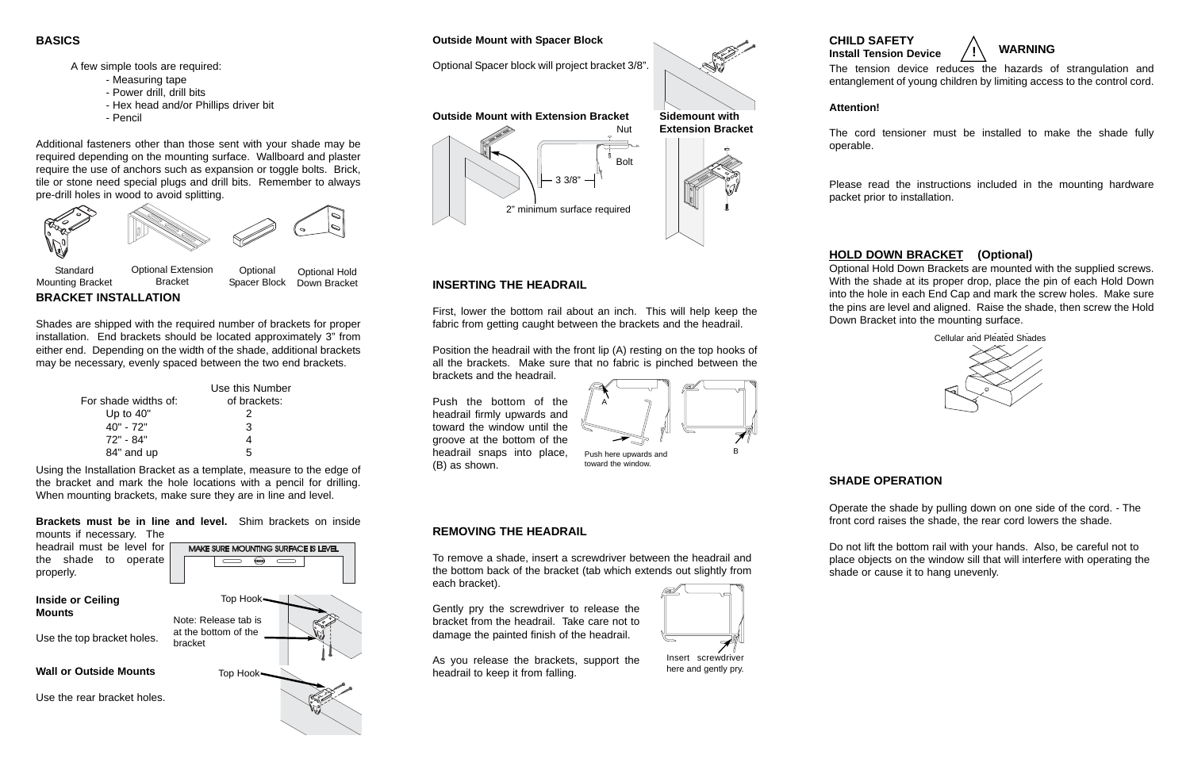## BASICS

A few simple tools are required:

- Measuring tape
- Power drill, drill bits
- Hex head and/or Phillips driver bit
- Pencil

Additional fasteners other than those sent with your shade may be required depending on the mounting surface. Wallboard and plaster require the use of anchors such as expansion or toggle bolts. Brick, tile or stone need special plugs and drill bits. Remember to always pre-drill holes in wood to avoid splitting.

Standard Mounting Bracket | Optional Extension Bracket | Optional Spacer Block | Optional Hold Down Bracket

## BRACKET INSTALLATION

Shades are shipped with the required number of brackets for proper installation. End brackets should be located approximately 3" from either end. Depending on the width of the shade, additional brackets may be necessary, evenly spaced between the two end brackets.

| For shade widths of: | Use this Number of brackets: |
|---|---|
| Up to 40" | 2 |
| 40" - 72" | 3 |
| 72" - 84" | 4 |
| 84" and up | 5 |

Using the Installation Bracket as a template, measure to the edge of the bracket and mark the hole locations with a pencil for drilling. When mounting brackets, make sure they are in line and level.

**Brackets must be in line and level.** Shim brackets on inside mounts if necessary. The headrail must be level for the shade to operate properly.

MAKE SURE MOUNTING SURFACE IS LEVEL

### Inside or Ceiling Mounts

Use the top bracket holes.

Top Hook

Note: Release tab is at the bottom of the bracket

### Wall or Outside Mounts

Use the rear bracket holes.

Top Hook

### Outside Mount with Spacer Block

Optional Spacer block will project bracket 3/8".

### Outside Mount with Extension Bracket

Nut

Bolt

3 3/8"

2" minimum surface required

### Sidemount with Extension Bracket

## INSERTING THE HEADRAIL

First, lower the bottom rail about an inch. This will help keep the fabric from getting caught between the brackets and the headrail.

Position the headrail with the front lip (A) resting on the top hooks of all the brackets. Make sure that no fabric is pinched between the brackets and the headrail.

Push the bottom of the headrail firmly upwards and toward the window until the groove at the bottom of the headrail snaps into place, (B) as shown.

A

Push here upwards and toward the window.

B

## REMOVING THE HEADRAIL

To remove a shade, insert a screwdriver between the headrail and the bottom back of the bracket (tab which extends out slightly from each bracket).

Gently pry the screwdriver to release the bracket from the headrail. Take care not to damage the painted finish of the headrail.

As you release the brackets, support the headrail to keep it from falling.

Insert screwdriver here and gently pry.

## CHILD SAFETY

**Install Tension Device**

**WARNING**

The tension device reduces the hazards of strangulation and entanglement of young children by limiting access to the control cord.

**Attention!**

The cord tensioner must be installed to make the shade fully operable.

Please read the instructions included in the mounting hardware packet prior to installation.

## HOLD DOWN BRACKET (Optional)

Optional Hold Down Brackets are mounted with the supplied screws. With the shade at its proper drop, place the pin of each Hold Down into the hole in each End Cap and mark the screw holes. Make sure the pins are level and aligned. Raise the shade, then screw the Hold Down Bracket into the mounting surface.

Cellular and Pleated Shades

## SHADE OPERATION

Operate the shade by pulling down on one side of the cord. - The front cord raises the shade, the rear cord lowers the shade.

Do not lift the bottom rail with your hands. Also, be careful not to place objects on the window sill that will interfere with operating the shade or cause it to hang unevenly.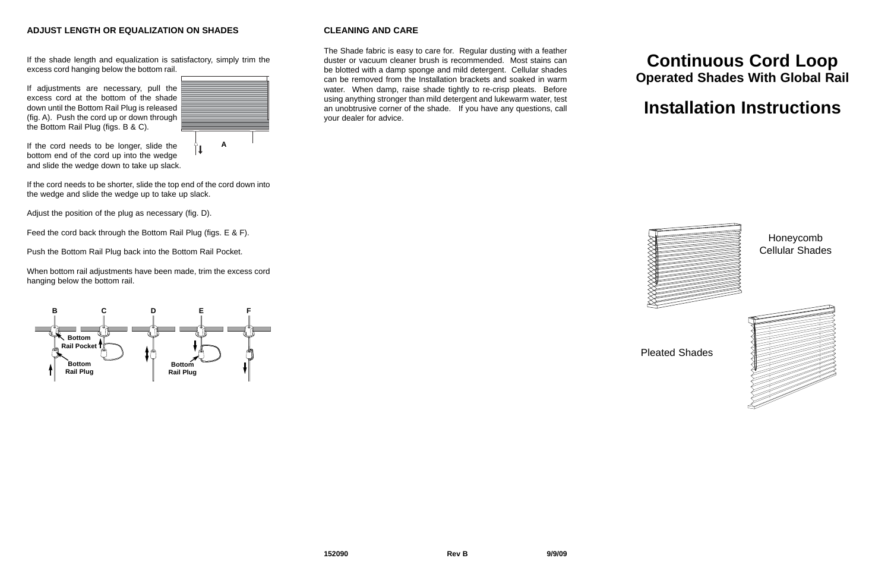## ADJUST LENGTH OR EQUALIZATION ON SHADES

If the shade length and equalization is satisfactory, simply trim the excess cord hanging below the bottom rail.

If adjustments are necessary, pull the excess cord at the bottom of the shade down until the Bottom Rail Plug is released (fig. A). Push the cord up or down through the Bottom Rail Plug (figs. B & C).

A

If the cord needs to be longer, slide the bottom end of the cord up into the wedge and slide the wedge down to take up slack.

If the cord needs to be shorter, slide the top end of the cord down into the wedge and slide the wedge up to take up slack.

Adjust the position of the plug as necessary (fig. D).

Feed the cord back through the Bottom Rail Plug (figs. E & F).

Push the Bottom Rail Plug back into the Bottom Rail Pocket.

When bottom rail adjustments have been made, trim the excess cord hanging below the bottom rail.

B C D E F

Bottom Rail Pocket

Bottom Rail Plug

Bottom Rail Plug

## CLEANING AND CARE

The Shade fabric is easy to care for. Regular dusting with a feather duster or vacuum cleaner brush is recommended. Most stains can be blotted with a damp sponge and mild detergent. Cellular shades can be removed from the Installation brackets and soaked in warm water. When damp, raise shade tightly to re-crisp pleats. Before using anything stronger than mild detergent and lukewarm water, test an unobtrusive corner of the shade. If you have any questions, call your dealer for advice.

152090 Rev B 9/9/09

# Continuous Cord Loop
## Operated Shades With Global Rail

# Installation Instructions

Honeycomb Cellular Shades

Pleated Shades